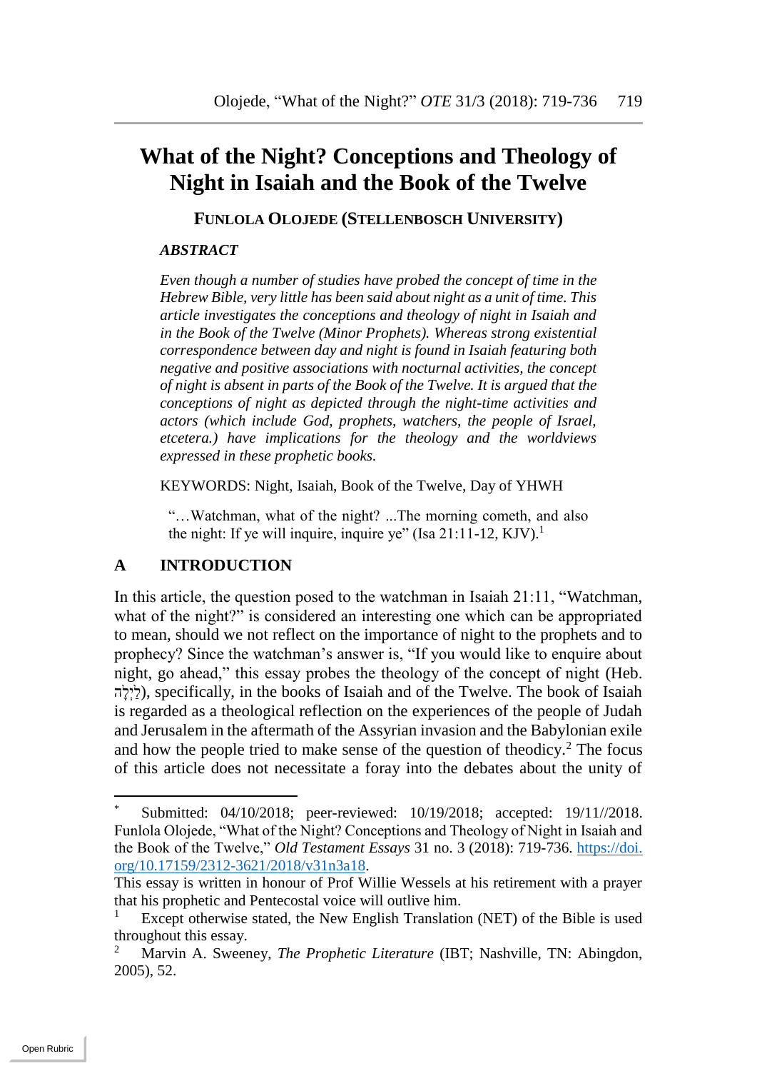# What of the Night? Conceptions and Theology of Night in Isaiah and the Book of the Twelve

**FUNLOLA OLOJEDE (STELLENBOSCH UNIVERSITY)**

***ABSTRACT***

*Even though a number of studies have probed the concept of time in the Hebrew Bible, very little has been said about night as a unit of time. This article investigates the conceptions and theology of night in Isaiah and in the Book of the Twelve (Minor Prophets). Whereas strong existential correspondence between day and night is found in Isaiah featuring both negative and positive associations with nocturnal activities, the concept of night is absent in parts of the Book of the Twelve. It is argued that the conceptions of night as depicted through the night-time activities and actors (which include God, prophets, watchers, the people of Israel, etcetera.) have implications for the theology and the worldviews expressed in these prophetic books.*

KEYWORDS: Night, Isaiah, Book of the Twelve, Day of YHWH

> "…Watchman, what of the night? ...The morning cometh, and also the night: If ye will inquire, inquire ye" (Isa 21:11-12, KJV).[1]

## A INTRODUCTION

In this article, the question posed to the watchman in Isaiah 21:11, "Watchman, what of the night?" is considered an interesting one which can be appropriated to mean, should we not reflect on the importance of night to the prophets and to prophecy? Since the watchman's answer is, "If you would like to enquire about night, go ahead," this essay probes the theology of the concept of night (Heb. לַיְלָה), specifically, in the books of Isaiah and of the Twelve. The book of Isaiah is regarded as a theological reflection on the experiences of the people of Judah and Jerusalem in the aftermath of the Assyrian invasion and the Babylonian exile and how the people tried to make sense of the question of theodicy.[2] The focus of this article does not necessitate a foray into the debates about the unity of

---

\* Submitted: 04/10/2018; peer-reviewed: 10/19/2018; accepted: 19/11//2018. Funlola Olojede, "What of the Night? Conceptions and Theology of Night in Isaiah and the Book of the Twelve," *Old Testament Essays* 31 no. 3 (2018): 719-736. https://doi.org/10.17159/2312-3621/2018/v31n3a18.

This essay is written in honour of Prof Willie Wessels at his retirement with a prayer that his prophetic and Pentecostal voice will outlive him.

[1] Except otherwise stated, the New English Translation (NET) of the Bible is used throughout this essay.

[2] Marvin A. Sweeney, *The Prophetic Literature* (IBT; Nashville, TN: Abingdon, 2005), 52.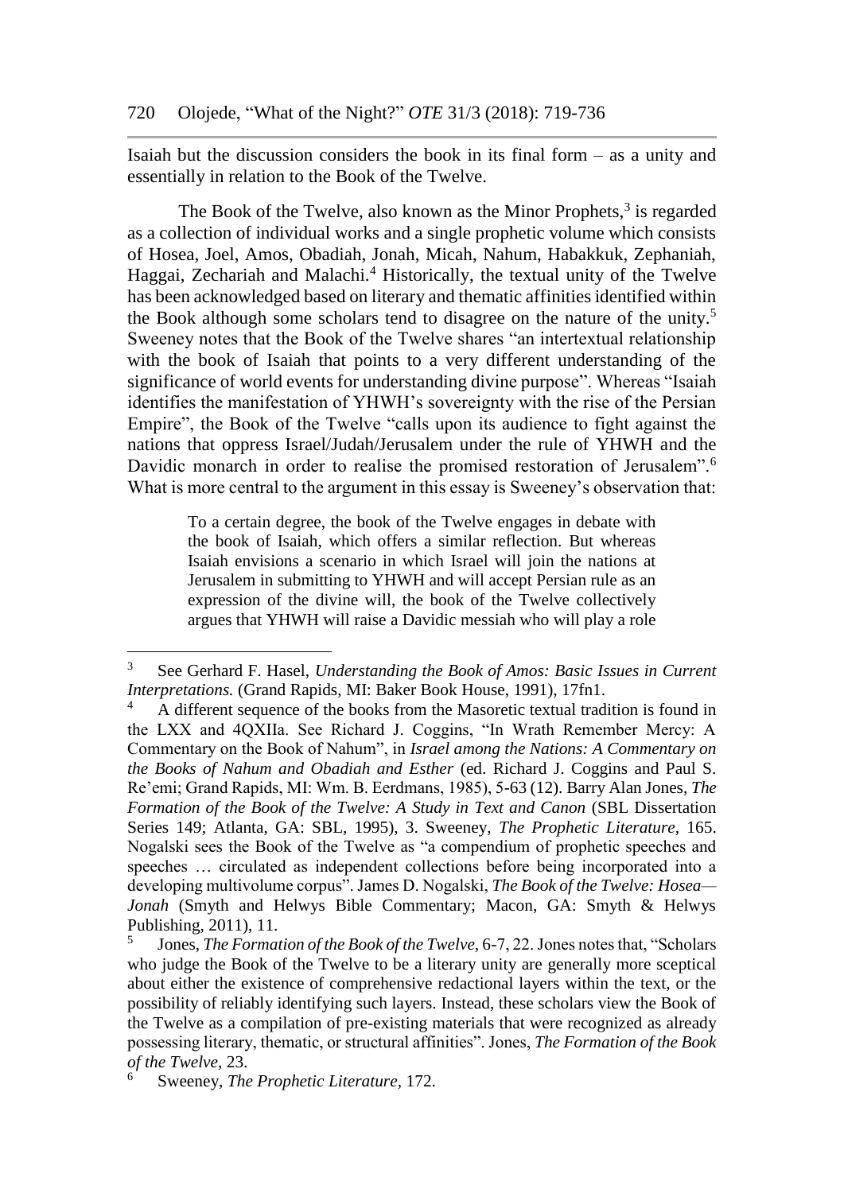Isaiah but the discussion considers the book in its final form – as a unity and essentially in relation to the Book of the Twelve.

The Book of the Twelve, also known as the Minor Prophets,[3] is regarded as a collection of individual works and a single prophetic volume which consists of Hosea, Joel, Amos, Obadiah, Jonah, Micah, Nahum, Habakkuk, Zephaniah, Haggai, Zechariah and Malachi.[4] Historically, the textual unity of the Twelve has been acknowledged based on literary and thematic affinities identified within the Book although some scholars tend to disagree on the nature of the unity.[5] Sweeney notes that the Book of the Twelve shares "an intertextual relationship with the book of Isaiah that points to a very different understanding of the significance of world events for understanding divine purpose". Whereas "Isaiah identifies the manifestation of YHWH's sovereignty with the rise of the Persian Empire", the Book of the Twelve "calls upon its audience to fight against the nations that oppress Israel/Judah/Jerusalem under the rule of YHWH and the Davidic monarch in order to realise the promised restoration of Jerusalem".[6] What is more central to the argument in this essay is Sweeney's observation that:

> To a certain degree, the book of the Twelve engages in debate with the book of Isaiah, which offers a similar reflection. But whereas Isaiah envisions a scenario in which Israel will join the nations at Jerusalem in submitting to YHWH and will accept Persian rule as an expression of the divine will, the book of the Twelve collectively argues that YHWH will raise a Davidic messiah who will play a role

---

[3] See Gerhard F. Hasel, *Understanding the Book of Amos: Basic Issues in Current Interpretations.* (Grand Rapids, MI: Baker Book House, 1991), 17fn1.

[4] A different sequence of the books from the Masoretic textual tradition is found in the LXX and 4QXIIa. See Richard J. Coggins, "In Wrath Remember Mercy: A Commentary on the Book of Nahum", in *Israel among the Nations: A Commentary on the Books of Nahum and Obadiah and Esther* (ed. Richard J. Coggins and Paul S. Re'emi; Grand Rapids, MI: Wm. B. Eerdmans, 1985), 5-63 (12). Barry Alan Jones, *The Formation of the Book of the Twelve: A Study in Text and Canon* (SBL Dissertation Series 149; Atlanta, GA: SBL, 1995), 3. Sweeney, *The Prophetic Literature,* 165. Nogalski sees the Book of the Twelve as "a compendium of prophetic speeches and speeches … circulated as independent collections before being incorporated into a developing multivolume corpus". James D. Nogalski, *The Book of the Twelve: Hosea—Jonah* (Smyth and Helwys Bible Commentary; Macon, GA: Smyth & Helwys Publishing, 2011), 11.

[5] Jones, *The Formation of the Book of the Twelve,* 6-7, 22. Jones notes that, "Scholars who judge the Book of the Twelve to be a literary unity are generally more sceptical about either the existence of comprehensive redactional layers within the text, or the possibility of reliably identifying such layers. Instead, these scholars view the Book of the Twelve as a compilation of pre-existing materials that were recognized as already possessing literary, thematic, or structural affinities". Jones, *The Formation of the Book of the Twelve,* 23.

[6] Sweeney, *The Prophetic Literature,* 172.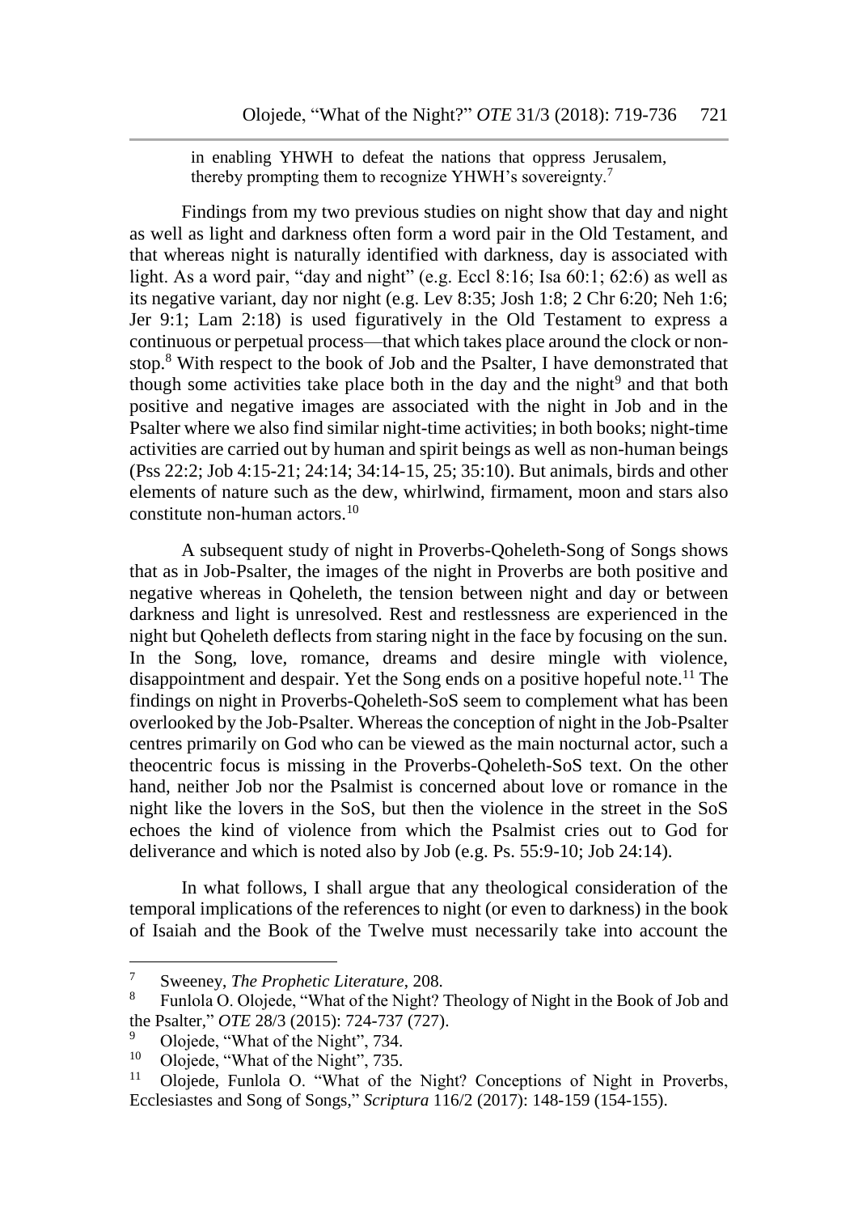in enabling YHWH to defeat the nations that oppress Jerusalem, thereby prompting them to recognize YHWH's sovereignty.[7]

Findings from my two previous studies on night show that day and night as well as light and darkness often form a word pair in the Old Testament, and that whereas night is naturally identified with darkness, day is associated with light. As a word pair, "day and night" (e.g. Eccl 8:16; Isa 60:1; 62:6) as well as its negative variant, day nor night (e.g. Lev 8:35; Josh 1:8; 2 Chr 6:20; Neh 1:6; Jer 9:1; Lam 2:18) is used figuratively in the Old Testament to express a continuous or perpetual process—that which takes place around the clock or non-stop.[8] With respect to the book of Job and the Psalter, I have demonstrated that though some activities take place both in the day and the night[9] and that both positive and negative images are associated with the night in Job and in the Psalter where we also find similar night-time activities; in both books; night-time activities are carried out by human and spirit beings as well as non-human beings (Pss 22:2; Job 4:15-21; 24:14; 34:14-15, 25; 35:10). But animals, birds and other elements of nature such as the dew, whirlwind, firmament, moon and stars also constitute non-human actors.[10]

A subsequent study of night in Proverbs-Qoheleth-Song of Songs shows that as in Job-Psalter, the images of the night in Proverbs are both positive and negative whereas in Qoheleth, the tension between night and day or between darkness and light is unresolved. Rest and restlessness are experienced in the night but Qoheleth deflects from staring night in the face by focusing on the sun. In the Song, love, romance, dreams and desire mingle with violence, disappointment and despair. Yet the Song ends on a positive hopeful note.[11] The findings on night in Proverbs-Qoheleth-SoS seem to complement what has been overlooked by the Job-Psalter. Whereas the conception of night in the Job-Psalter centres primarily on God who can be viewed as the main nocturnal actor, such a theocentric focus is missing in the Proverbs-Qoheleth-SoS text. On the other hand, neither Job nor the Psalmist is concerned about love or romance in the night like the lovers in the SoS, but then the violence in the street in the SoS echoes the kind of violence from which the Psalmist cries out to God for deliverance and which is noted also by Job (e.g. Ps. 55:9-10; Job 24:14).

In what follows, I shall argue that any theological consideration of the temporal implications of the references to night (or even to darkness) in the book of Isaiah and the Book of the Twelve must necessarily take into account the

---

[7] Sweeney, *The Prophetic Literature*, 208.

[8] Funlola O. Olojede, "What of the Night? Theology of Night in the Book of Job and the Psalter," *OTE* 28/3 (2015): 724-737 (727).

[9] Olojede, "What of the Night", 734.

[10] Olojede, "What of the Night", 735.

[11] Olojede, Funlola O. "What of the Night? Conceptions of Night in Proverbs, Ecclesiastes and Song of Songs," *Scriptura* 116/2 (2017): 148-159 (154-155).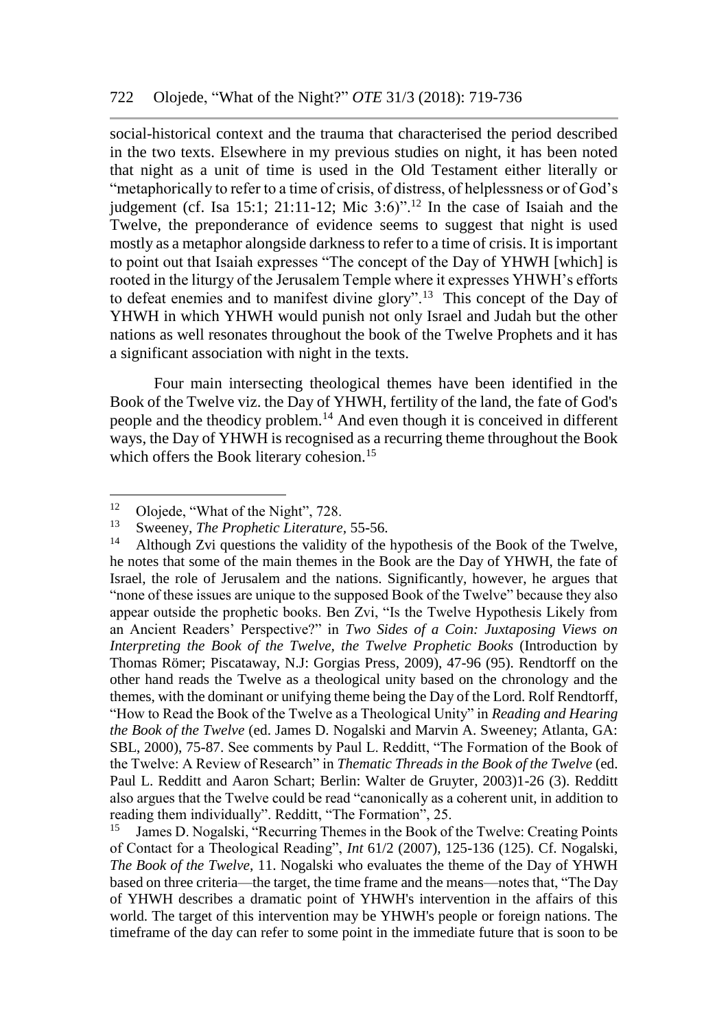social-historical context and the trauma that characterised the period described in the two texts. Elsewhere in my previous studies on night, it has been noted that night as a unit of time is used in the Old Testament either literally or "metaphorically to refer to a time of crisis, of distress, of helplessness or of God's judgement (cf. Isa 15:1; 21:11-12; Mic 3:6)".[12] In the case of Isaiah and the Twelve, the preponderance of evidence seems to suggest that night is used mostly as a metaphor alongside darkness to refer to a time of crisis. It is important to point out that Isaiah expresses "The concept of the Day of YHWH [which] is rooted in the liturgy of the Jerusalem Temple where it expresses YHWH's efforts to defeat enemies and to manifest divine glory".[13] This concept of the Day of YHWH in which YHWH would punish not only Israel and Judah but the other nations as well resonates throughout the book of the Twelve Prophets and it has a significant association with night in the texts.

Four main intersecting theological themes have been identified in the Book of the Twelve viz. the Day of YHWH, fertility of the land, the fate of God's people and the theodicy problem.[14] And even though it is conceived in different ways, the Day of YHWH is recognised as a recurring theme throughout the Book which offers the Book literary cohesion.[15]

---

[12] Olojede, "What of the Night", 728.

[13] Sweeney, *The Prophetic Literature*, 55-56.

[14] Although Zvi questions the validity of the hypothesis of the Book of the Twelve, he notes that some of the main themes in the Book are the Day of YHWH, the fate of Israel, the role of Jerusalem and the nations. Significantly, however, he argues that "none of these issues are unique to the supposed Book of the Twelve" because they also appear outside the prophetic books. Ben Zvi, "Is the Twelve Hypothesis Likely from an Ancient Readers' Perspective?" in *Two Sides of a Coin: Juxtaposing Views on Interpreting the Book of the Twelve, the Twelve Prophetic Books* (Introduction by Thomas Römer; Piscataway, N.J: Gorgias Press, 2009), 47-96 (95). Rendtorff on the other hand reads the Twelve as a theological unity based on the chronology and the themes, with the dominant or unifying theme being the Day of the Lord. Rolf Rendtorff, "How to Read the Book of the Twelve as a Theological Unity" in *Reading and Hearing the Book of the Twelve* (ed. James D. Nogalski and Marvin A. Sweeney; Atlanta, GA: SBL, 2000), 75-87. See comments by Paul L. Redditt, "The Formation of the Book of the Twelve: A Review of Research" in *Thematic Threads in the Book of the Twelve* (ed. Paul L. Redditt and Aaron Schart; Berlin: Walter de Gruyter, 2003)1-26 (3). Redditt also argues that the Twelve could be read "canonically as a coherent unit, in addition to reading them individually". Redditt, "The Formation", 25.

[15] James D. Nogalski, "Recurring Themes in the Book of the Twelve: Creating Points of Contact for a Theological Reading", *Int* 61/2 (2007), 125-136 (125). Cf. Nogalski, *The Book of the Twelve*, 11. Nogalski who evaluates the theme of the Day of YHWH based on three criteria—the target, the time frame and the means—notes that, "The Day of YHWH describes a dramatic point of YHWH's intervention in the affairs of this world. The target of this intervention may be YHWH's people or foreign nations. The timeframe of the day can refer to some point in the immediate future that is soon to be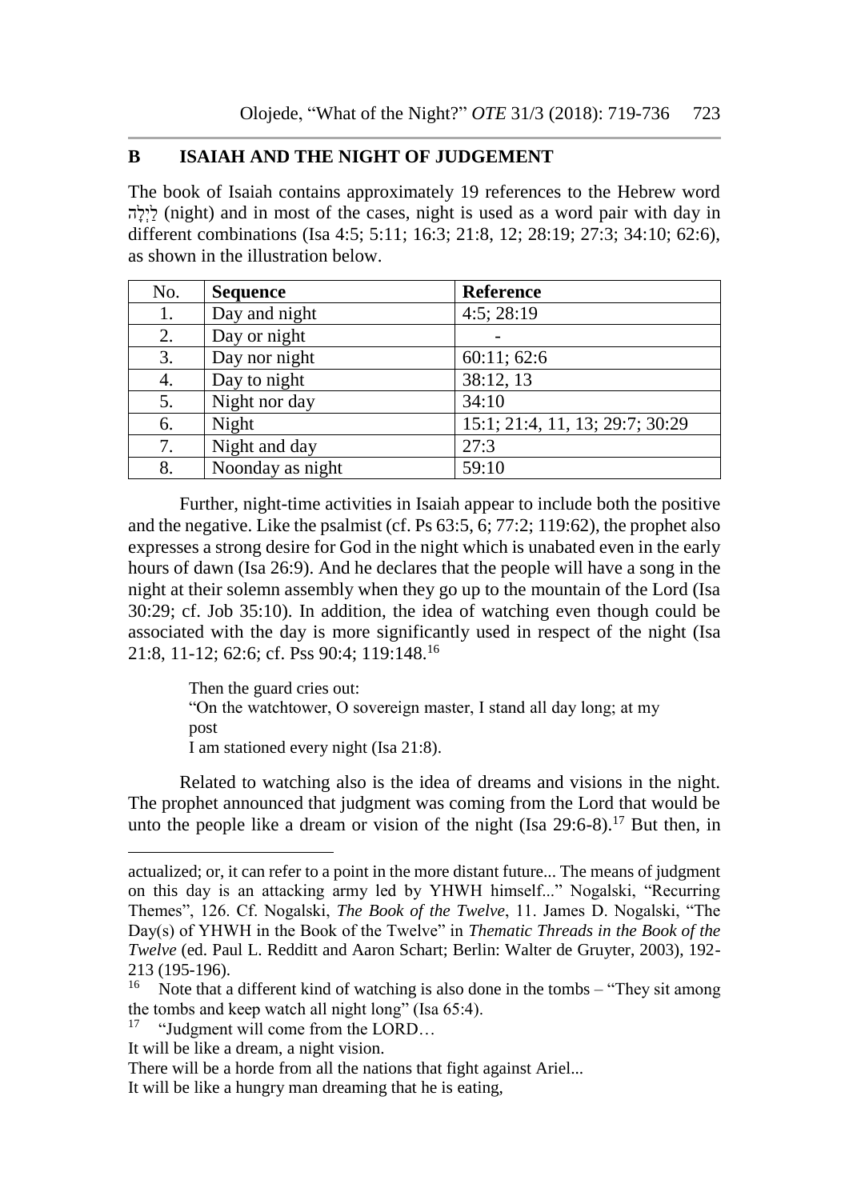## B ISAIAH AND THE NIGHT OF JUDGEMENT

The book of Isaiah contains approximately 19 references to the Hebrew word לַיְלָה (night) and in most of the cases, night is used as a word pair with day in different combinations (Isa 4:5; 5:11; 16:3; 21:8, 12; 28:19; 27:3; 34:10; 62:6), as shown in the illustration below.

| No. | Sequence | Reference |
|---|---|---|
| 1. | Day and night | 4:5; 28:19 |
| 2. | Day or night | - |
| 3. | Day nor night | 60:11; 62:6 |
| 4. | Day to night | 38:12, 13 |
| 5. | Night nor day | 34:10 |
| 6. | Night | 15:1; 21:4, 11, 13; 29:7; 30:29 |
| 7. | Night and day | 27:3 |
| 8. | Noonday as night | 59:10 |

Further, night-time activities in Isaiah appear to include both the positive and the negative. Like the psalmist (cf. Ps 63:5, 6; 77:2; 119:62), the prophet also expresses a strong desire for God in the night which is unabated even in the early hours of dawn (Isa 26:9). And he declares that the people will have a song in the night at their solemn assembly when they go up to the mountain of the Lord (Isa 30:29; cf. Job 35:10). In addition, the idea of watching even though could be associated with the day is more significantly used in respect of the night (Isa 21:8, 11-12; 62:6; cf. Pss 90:4; 119:148.[16]

> Then the guard cries out:
> "On the watchtower, O sovereign master, I stand all day long; at my post
> I am stationed every night (Isa 21:8).

Related to watching also is the idea of dreams and visions in the night. The prophet announced that judgment was coming from the Lord that would be unto the people like a dream or vision of the night (Isa 29:6-8).[17] But then, in

---

actualized; or, it can refer to a point in the more distant future... The means of judgment on this day is an attacking army led by YHWH himself..." Nogalski, "Recurring Themes", 126. Cf. Nogalski, *The Book of the Twelve*, 11. James D. Nogalski, "The Day(s) of YHWH in the Book of the Twelve" in *Thematic Threads in the Book of the Twelve* (ed. Paul L. Redditt and Aaron Schart; Berlin: Walter de Gruyter, 2003), 192-213 (195-196).

[16] Note that a different kind of watching is also done in the tombs – "They sit among the tombs and keep watch all night long" (Isa 65:4).

[17] "Judgment will come from the LORD…
It will be like a dream, a night vision.
There will be a horde from all the nations that fight against Ariel...
It will be like a hungry man dreaming that he is eating,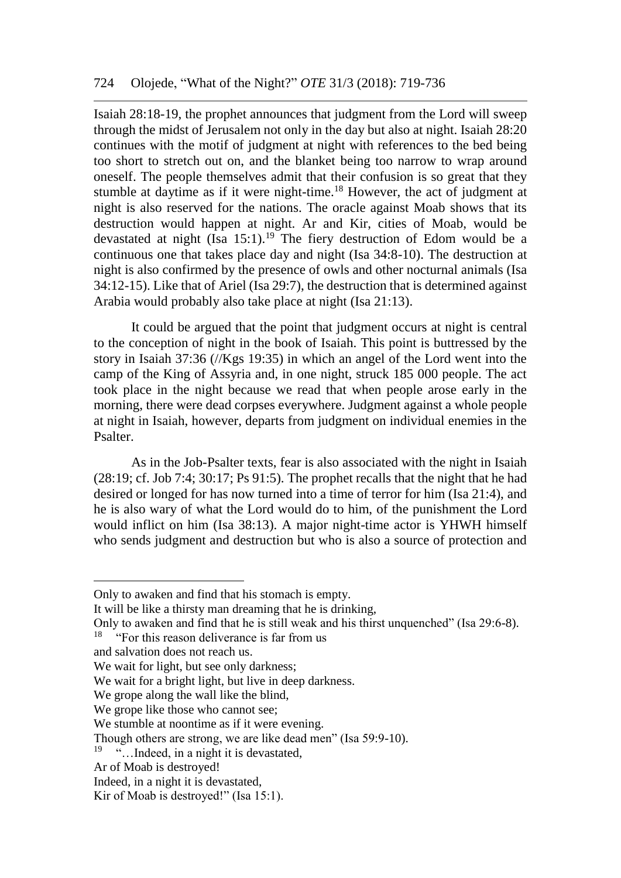Isaiah 28:18-19, the prophet announces that judgment from the Lord will sweep through the midst of Jerusalem not only in the day but also at night. Isaiah 28:20 continues with the motif of judgment at night with references to the bed being too short to stretch out on, and the blanket being too narrow to wrap around oneself. The people themselves admit that their confusion is so great that they stumble at daytime as if it were night-time.[18] However, the act of judgment at night is also reserved for the nations. The oracle against Moab shows that its destruction would happen at night. Ar and Kir, cities of Moab, would be devastated at night (Isa 15:1).[19] The fiery destruction of Edom would be a continuous one that takes place day and night (Isa 34:8-10). The destruction at night is also confirmed by the presence of owls and other nocturnal animals (Isa 34:12-15). Like that of Ariel (Isa 29:7), the destruction that is determined against Arabia would probably also take place at night (Isa 21:13).

It could be argued that the point that judgment occurs at night is central to the conception of night in the book of Isaiah. This point is buttressed by the story in Isaiah 37:36 (//Kgs 19:35) in which an angel of the Lord went into the camp of the King of Assyria and, in one night, struck 185 000 people. The act took place in the night because we read that when people arose early in the morning, there were dead corpses everywhere. Judgment against a whole people at night in Isaiah, however, departs from judgment on individual enemies in the Psalter.

As in the Job-Psalter texts, fear is also associated with the night in Isaiah (28:19; cf. Job 7:4; 30:17; Ps 91:5). The prophet recalls that the night that he had desired or longed for has now turned into a time of terror for him (Isa 21:4), and he is also wary of what the Lord would do to him, of the punishment the Lord would inflict on him (Isa 38:13). A major night-time actor is YHWH himself who sends judgment and destruction but who is also a source of protection and

---

Only to awaken and find that his stomach is empty.
It will be like a thirsty man dreaming that he is drinking,
Only to awaken and find that he is still weak and his thirst unquenched" (Isa 29:6-8).

[18] "For this reason deliverance is far from us
and salvation does not reach us.
We wait for light, but see only darkness;
We wait for a bright light, but live in deep darkness.
We grope along the wall like the blind,
We grope like those who cannot see;
We stumble at noontime as if it were evening.
Though others are strong, we are like dead men" (Isa 59:9-10).

[19] "…Indeed, in a night it is devastated,
Ar of Moab is destroyed!
Indeed, in a night it is devastated,
Kir of Moab is destroyed!" (Isa 15:1).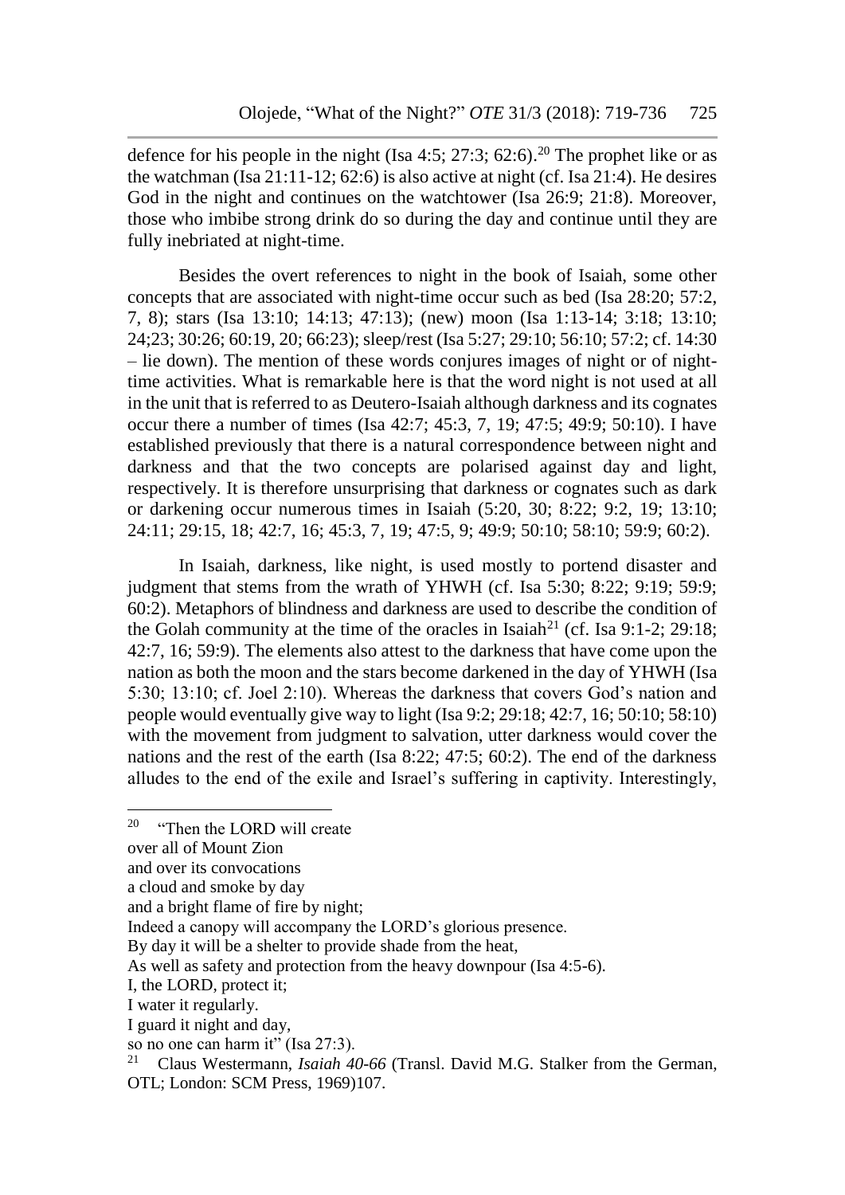defence for his people in the night (Isa 4:5; 27:3; 62:6).[20] The prophet like or as the watchman (Isa 21:11-12; 62:6) is also active at night (cf. Isa 21:4). He desires God in the night and continues on the watchtower (Isa 26:9; 21:8). Moreover, those who imbibe strong drink do so during the day and continue until they are fully inebriated at night-time.

Besides the overt references to night in the book of Isaiah, some other concepts that are associated with night-time occur such as bed (Isa 28:20; 57:2, 7, 8); stars (Isa 13:10; 14:13; 47:13); (new) moon (Isa 1:13-14; 3:18; 13:10; 24;23; 30:26; 60:19, 20; 66:23); sleep/rest (Isa 5:27; 29:10; 56:10; 57:2; cf. 14:30 – lie down). The mention of these words conjures images of night or of night-time activities. What is remarkable here is that the word night is not used at all in the unit that is referred to as Deutero-Isaiah although darkness and its cognates occur there a number of times (Isa 42:7; 45:3, 7, 19; 47:5; 49:9; 50:10). I have established previously that there is a natural correspondence between night and darkness and that the two concepts are polarised against day and light, respectively. It is therefore unsurprising that darkness or cognates such as dark or darkening occur numerous times in Isaiah (5:20, 30; 8:22; 9:2, 19; 13:10; 24:11; 29:15, 18; 42:7, 16; 45:3, 7, 19; 47:5, 9; 49:9; 50:10; 58:10; 59:9; 60:2).

In Isaiah, darkness, like night, is used mostly to portend disaster and judgment that stems from the wrath of YHWH (cf. Isa 5:30; 8:22; 9:19; 59:9; 60:2). Metaphors of blindness and darkness are used to describe the condition of the Golah community at the time of the oracles in Isaiah[21] (cf. Isa 9:1-2; 29:18; 42:7, 16; 59:9). The elements also attest to the darkness that have come upon the nation as both the moon and the stars become darkened in the day of YHWH (Isa 5:30; 13:10; cf. Joel 2:10). Whereas the darkness that covers God's nation and people would eventually give way to light (Isa 9:2; 29:18; 42:7, 16; 50:10; 58:10) with the movement from judgment to salvation, utter darkness would cover the nations and the rest of the earth (Isa 8:22; 47:5; 60:2). The end of the darkness alludes to the end of the exile and Israel's suffering in captivity. Interestingly,

---

[20] "Then the LORD will create  
over all of Mount Zion  
and over its convocations  
a cloud and smoke by day  
and a bright flame of fire by night;  
Indeed a canopy will accompany the LORD's glorious presence.  
By day it will be a shelter to provide shade from the heat,  
As well as safety and protection from the heavy downpour (Isa 4:5-6).  
I, the LORD, protect it;  
I water it regularly.  
I guard it night and day,  
so no one can harm it" (Isa 27:3).

[21] Claus Westermann, *Isaiah 40-66* (Transl. David M.G. Stalker from the German, OTL; London: SCM Press, 1969)107.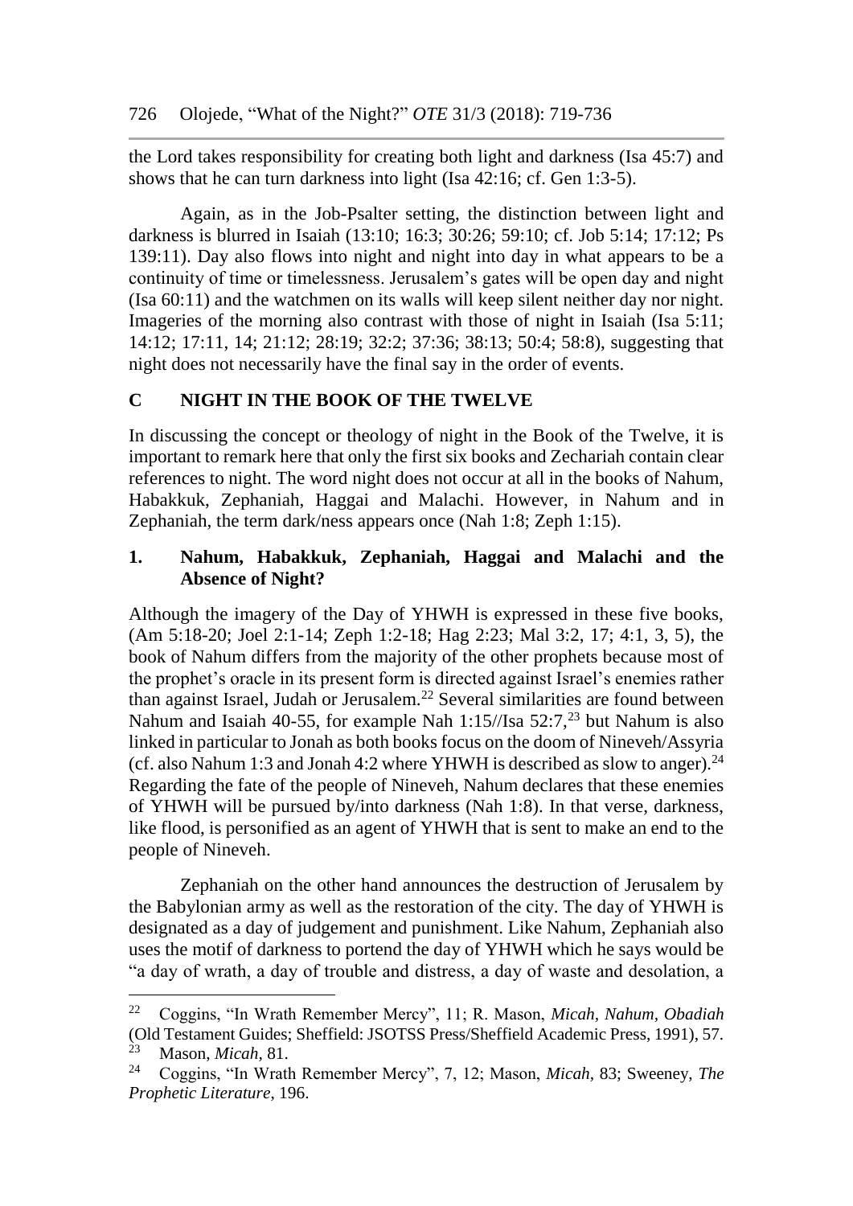the Lord takes responsibility for creating both light and darkness (Isa 45:7) and shows that he can turn darkness into light (Isa 42:16; cf. Gen 1:3-5).

Again, as in the Job-Psalter setting, the distinction between light and darkness is blurred in Isaiah (13:10; 16:3; 30:26; 59:10; cf. Job 5:14; 17:12; Ps 139:11). Day also flows into night and night into day in what appears to be a continuity of time or timelessness. Jerusalem's gates will be open day and night (Isa 60:11) and the watchmen on its walls will keep silent neither day nor night. Imageries of the morning also contrast with those of night in Isaiah (Isa 5:11; 14:12; 17:11, 14; 21:12; 28:19; 32:2; 37:36; 38:13; 50:4; 58:8), suggesting that night does not necessarily have the final say in the order of events.

## C NIGHT IN THE BOOK OF THE TWELVE

In discussing the concept or theology of night in the Book of the Twelve, it is important to remark here that only the first six books and Zechariah contain clear references to night. The word night does not occur at all in the books of Nahum, Habakkuk, Zephaniah, Haggai and Malachi. However, in Nahum and in Zephaniah, the term dark/ness appears once (Nah 1:8; Zeph 1:15).

### 1. Nahum, Habakkuk, Zephaniah, Haggai and Malachi and the Absence of Night?

Although the imagery of the Day of YHWH is expressed in these five books, (Am 5:18-20; Joel 2:1-14; Zeph 1:2-18; Hag 2:23; Mal 3:2, 17; 4:1, 3, 5), the book of Nahum differs from the majority of the other prophets because most of the prophet's oracle in its present form is directed against Israel's enemies rather than against Israel, Judah or Jerusalem.[22] Several similarities are found between Nahum and Isaiah 40-55, for example Nah 1:15//Isa 52:7,[23] but Nahum is also linked in particular to Jonah as both books focus on the doom of Nineveh/Assyria (cf. also Nahum 1:3 and Jonah 4:2 where YHWH is described as slow to anger).[24] Regarding the fate of the people of Nineveh, Nahum declares that these enemies of YHWH will be pursued by/into darkness (Nah 1:8). In that verse, darkness, like flood, is personified as an agent of YHWH that is sent to make an end to the people of Nineveh.

Zephaniah on the other hand announces the destruction of Jerusalem by the Babylonian army as well as the restoration of the city. The day of YHWH is designated as a day of judgement and punishment. Like Nahum, Zephaniah also uses the motif of darkness to portend the day of YHWH which he says would be "a day of wrath, a day of trouble and distress, a day of waste and desolation, a

---

[22] Coggins, "In Wrath Remember Mercy", 11; R. Mason, *Micah, Nahum, Obadiah* (Old Testament Guides; Sheffield: JSOTSS Press/Sheffield Academic Press, 1991), 57.

[23] Mason, *Micah*, 81.

[24] Coggins, "In Wrath Remember Mercy", 7, 12; Mason, *Micah*, 83; Sweeney, *The Prophetic Literature*, 196.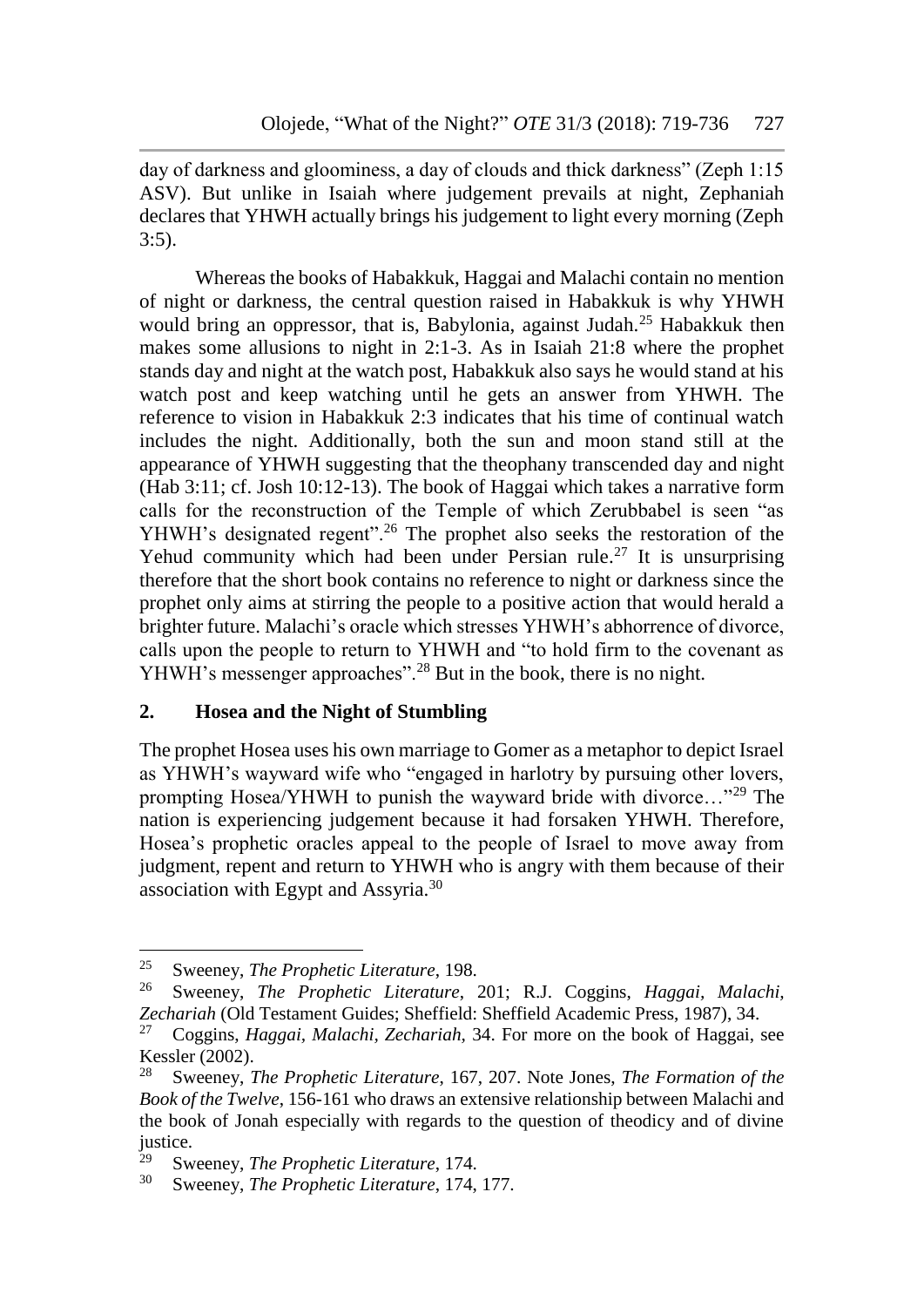day of darkness and gloominess, a day of clouds and thick darkness" (Zeph 1:15 ASV). But unlike in Isaiah where judgement prevails at night, Zephaniah declares that YHWH actually brings his judgement to light every morning (Zeph 3:5).

Whereas the books of Habakkuk, Haggai and Malachi contain no mention of night or darkness, the central question raised in Habakkuk is why YHWH would bring an oppressor, that is, Babylonia, against Judah.[25] Habakkuk then makes some allusions to night in 2:1-3. As in Isaiah 21:8 where the prophet stands day and night at the watch post, Habakkuk also says he would stand at his watch post and keep watching until he gets an answer from YHWH. The reference to vision in Habakkuk 2:3 indicates that his time of continual watch includes the night. Additionally, both the sun and moon stand still at the appearance of YHWH suggesting that the theophany transcended day and night (Hab 3:11; cf. Josh 10:12-13). The book of Haggai which takes a narrative form calls for the reconstruction of the Temple of which Zerubbabel is seen "as YHWH's designated regent".[26] The prophet also seeks the restoration of the Yehud community which had been under Persian rule.[27] It is unsurprising therefore that the short book contains no reference to night or darkness since the prophet only aims at stirring the people to a positive action that would herald a brighter future. Malachi's oracle which stresses YHWH's abhorrence of divorce, calls upon the people to return to YHWH and "to hold firm to the covenant as YHWH's messenger approaches".[28] But in the book, there is no night.

## 2. Hosea and the Night of Stumbling

The prophet Hosea uses his own marriage to Gomer as a metaphor to depict Israel as YHWH's wayward wife who "engaged in harlotry by pursuing other lovers, prompting Hosea/YHWH to punish the wayward bride with divorce…"[29] The nation is experiencing judgement because it had forsaken YHWH. Therefore, Hosea's prophetic oracles appeal to the people of Israel to move away from judgment, repent and return to YHWH who is angry with them because of their association with Egypt and Assyria.[30]

---

[25] Sweeney, *The Prophetic Literature*, 198.

[26] Sweeney, *The Prophetic Literature*, 201; R.J. Coggins, *Haggai, Malachi, Zechariah* (Old Testament Guides; Sheffield: Sheffield Academic Press, 1987), 34.

[27] Coggins, *Haggai, Malachi, Zechariah*, 34. For more on the book of Haggai, see Kessler (2002).

[28] Sweeney, *The Prophetic Literature*, 167, 207. Note Jones, *The Formation of the Book of the Twelve*, 156-161 who draws an extensive relationship between Malachi and the book of Jonah especially with regards to the question of theodicy and of divine justice.

[29] Sweeney, *The Prophetic Literature*, 174.

[30] Sweeney, *The Prophetic Literature*, 174, 177.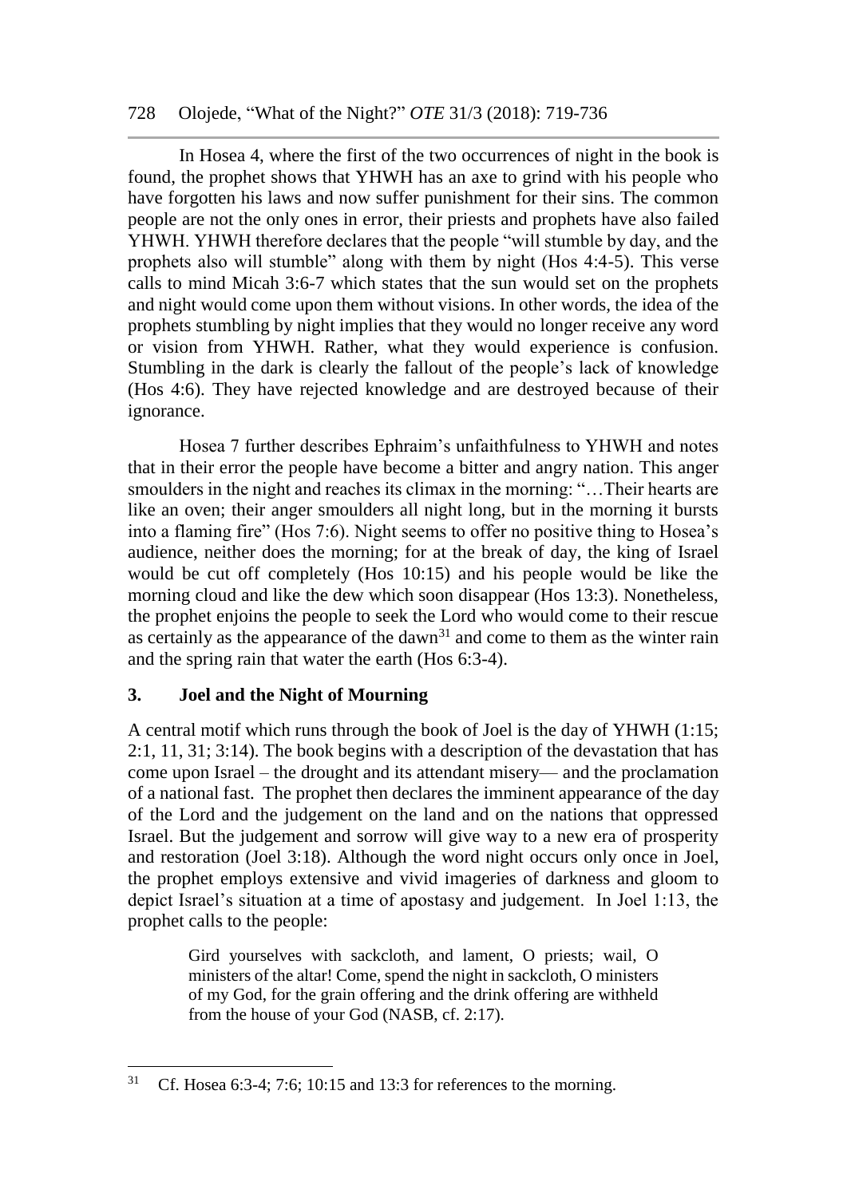In Hosea 4, where the first of the two occurrences of night in the book is found, the prophet shows that YHWH has an axe to grind with his people who have forgotten his laws and now suffer punishment for their sins. The common people are not the only ones in error, their priests and prophets have also failed YHWH. YHWH therefore declares that the people "will stumble by day, and the prophets also will stumble" along with them by night (Hos 4:4-5). This verse calls to mind Micah 3:6-7 which states that the sun would set on the prophets and night would come upon them without visions. In other words, the idea of the prophets stumbling by night implies that they would no longer receive any word or vision from YHWH. Rather, what they would experience is confusion. Stumbling in the dark is clearly the fallout of the people's lack of knowledge (Hos 4:6). They have rejected knowledge and are destroyed because of their ignorance.

Hosea 7 further describes Ephraim's unfaithfulness to YHWH and notes that in their error the people have become a bitter and angry nation. This anger smoulders in the night and reaches its climax in the morning: "…Their hearts are like an oven; their anger smoulders all night long, but in the morning it bursts into a flaming fire" (Hos 7:6). Night seems to offer no positive thing to Hosea's audience, neither does the morning; for at the break of day, the king of Israel would be cut off completely (Hos 10:15) and his people would be like the morning cloud and like the dew which soon disappear (Hos 13:3). Nonetheless, the prophet enjoins the people to seek the Lord who would come to their rescue as certainly as the appearance of the dawn[31] and come to them as the winter rain and the spring rain that water the earth (Hos 6:3-4).

## 3. Joel and the Night of Mourning

A central motif which runs through the book of Joel is the day of YHWH (1:15; 2:1, 11, 31; 3:14). The book begins with a description of the devastation that has come upon Israel – the drought and its attendant misery— and the proclamation of a national fast. The prophet then declares the imminent appearance of the day of the Lord and the judgement on the land and on the nations that oppressed Israel. But the judgement and sorrow will give way to a new era of prosperity and restoration (Joel 3:18). Although the word night occurs only once in Joel, the prophet employs extensive and vivid imageries of darkness and gloom to depict Israel's situation at a time of apostasy and judgement. In Joel 1:13, the prophet calls to the people:

> Gird yourselves with sackcloth, and lament, O priests; wail, O ministers of the altar! Come, spend the night in sackcloth, O ministers of my God, for the grain offering and the drink offering are withheld from the house of your God (NASB, cf. 2:17).

---

[31] Cf. Hosea 6:3-4; 7:6; 10:15 and 13:3 for references to the morning.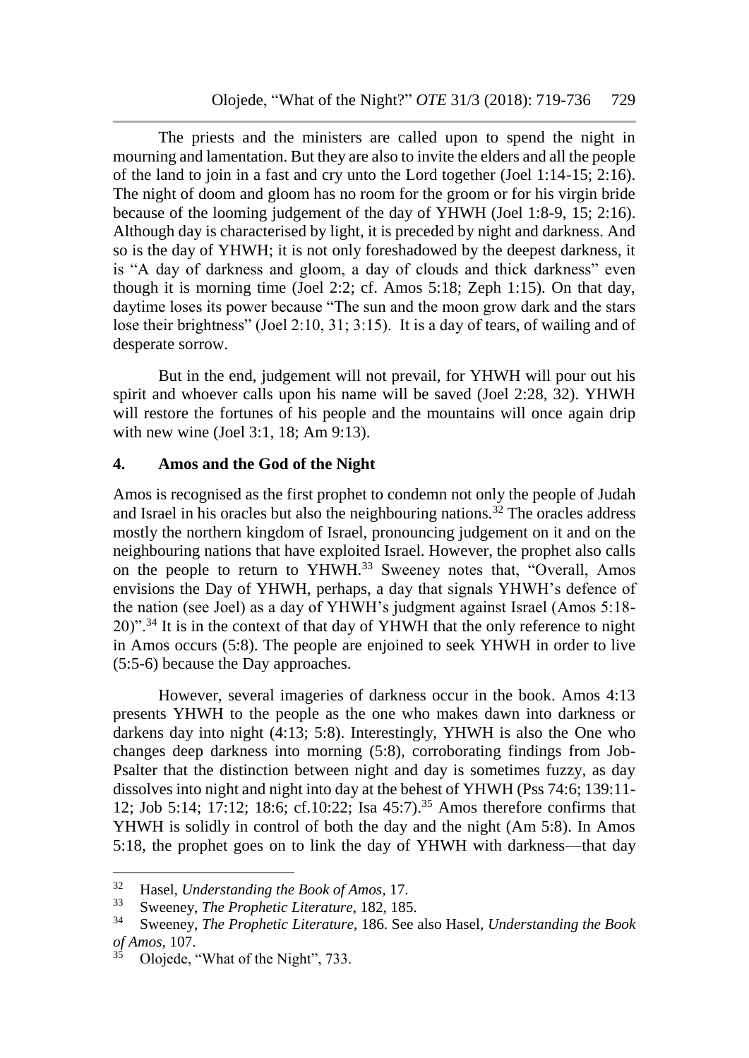The priests and the ministers are called upon to spend the night in mourning and lamentation. But they are also to invite the elders and all the people of the land to join in a fast and cry unto the Lord together (Joel 1:14-15; 2:16). The night of doom and gloom has no room for the groom or for his virgin bride because of the looming judgement of the day of YHWH (Joel 1:8-9, 15; 2:16). Although day is characterised by light, it is preceded by night and darkness. And so is the day of YHWH; it is not only foreshadowed by the deepest darkness, it is "A day of darkness and gloom, a day of clouds and thick darkness" even though it is morning time (Joel 2:2; cf. Amos 5:18; Zeph 1:15). On that day, daytime loses its power because "The sun and the moon grow dark and the stars lose their brightness" (Joel 2:10, 31; 3:15). It is a day of tears, of wailing and of desperate sorrow.

But in the end, judgement will not prevail, for YHWH will pour out his spirit and whoever calls upon his name will be saved (Joel 2:28, 32). YHWH will restore the fortunes of his people and the mountains will once again drip with new wine (Joel 3:1, 18; Am 9:13).

## 4. Amos and the God of the Night

Amos is recognised as the first prophet to condemn not only the people of Judah and Israel in his oracles but also the neighbouring nations.[32] The oracles address mostly the northern kingdom of Israel, pronouncing judgement on it and on the neighbouring nations that have exploited Israel. However, the prophet also calls on the people to return to YHWH.[33] Sweeney notes that, "Overall, Amos envisions the Day of YHWH, perhaps, a day that signals YHWH's defence of the nation (see Joel) as a day of YHWH's judgment against Israel (Amos 5:18-20)".[34] It is in the context of that day of YHWH that the only reference to night in Amos occurs (5:8). The people are enjoined to seek YHWH in order to live (5:5-6) because the Day approaches.

However, several imageries of darkness occur in the book. Amos 4:13 presents YHWH to the people as the one who makes dawn into darkness or darkens day into night (4:13; 5:8). Interestingly, YHWH is also the One who changes deep darkness into morning (5:8), corroborating findings from Job-Psalter that the distinction between night and day is sometimes fuzzy, as day dissolves into night and night into day at the behest of YHWH (Pss 74:6; 139:11-12; Job 5:14; 17:12; 18:6; cf.10:22; Isa 45:7).[35] Amos therefore confirms that YHWH is solidly in control of both the day and the night (Am 5:8). In Amos 5:18, the prophet goes on to link the day of YHWH with darkness—that day

---

[32] Hasel, *Understanding the Book of Amos*, 17.

[33] Sweeney, *The Prophetic Literature*, 182, 185.

[34] Sweeney, *The Prophetic Literature*, 186. See also Hasel, *Understanding the Book of Amos,* 107.

[35] Olojede, "What of the Night", 733.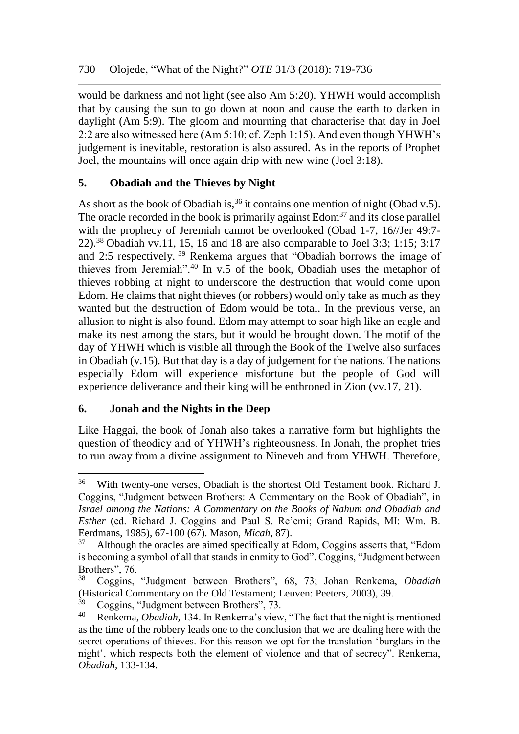would be darkness and not light (see also Am 5:20). YHWH would accomplish that by causing the sun to go down at noon and cause the earth to darken in daylight (Am 5:9). The gloom and mourning that characterise that day in Joel 2:2 are also witnessed here (Am 5:10; cf. Zeph 1:15). And even though YHWH's judgement is inevitable, restoration is also assured. As in the reports of Prophet Joel, the mountains will once again drip with new wine (Joel 3:18).

## 5. Obadiah and the Thieves by Night

As short as the book of Obadiah is,[36] it contains one mention of night (Obad v.5). The oracle recorded in the book is primarily against Edom[37] and its close parallel with the prophecy of Jeremiah cannot be overlooked (Obad 1-7, 16//Jer 49:7-22).[38] Obadiah vv.11, 15, 16 and 18 are also comparable to Joel 3:3; 1:15; 3:17 and 2:5 respectively.[39] Renkema argues that "Obadiah borrows the image of thieves from Jeremiah".[40] In v.5 of the book, Obadiah uses the metaphor of thieves robbing at night to underscore the destruction that would come upon Edom. He claims that night thieves (or robbers) would only take as much as they wanted but the destruction of Edom would be total. In the previous verse, an allusion to night is also found. Edom may attempt to soar high like an eagle and make its nest among the stars, but it would be brought down. The motif of the day of YHWH which is visible all through the Book of the Twelve also surfaces in Obadiah (v.15). But that day is a day of judgement for the nations. The nations especially Edom will experience misfortune but the people of God will experience deliverance and their king will be enthroned in Zion (vv.17, 21).

## 6. Jonah and the Nights in the Deep

Like Haggai, the book of Jonah also takes a narrative form but highlights the question of theodicy and of YHWH's righteousness. In Jonah, the prophet tries to run away from a divine assignment to Nineveh and from YHWH. Therefore,

---

[36] With twenty-one verses, Obadiah is the shortest Old Testament book. Richard J. Coggins, "Judgment between Brothers: A Commentary on the Book of Obadiah", in *Israel among the Nations: A Commentary on the Books of Nahum and Obadiah and Esther* (ed. Richard J. Coggins and Paul S. Re'emi; Grand Rapids, MI: Wm. B. Eerdmans, 1985), 67-100 (67). Mason, *Micah*, 87).

[37] Although the oracles are aimed specifically at Edom, Coggins asserts that, "Edom is becoming a symbol of all that stands in enmity to God". Coggins, "Judgment between Brothers", 76.

[38] Coggins, "Judgment between Brothers", 68, 73; Johan Renkema, *Obadiah* (Historical Commentary on the Old Testament; Leuven: Peeters, 2003), 39.

[39] Coggins, "Judgment between Brothers", 73.

[40] Renkema, *Obadiah*, 134. In Renkema's view, "The fact that the night is mentioned as the time of the robbery leads one to the conclusion that we are dealing here with the secret operations of thieves. For this reason we opt for the translation 'burglars in the night', which respects both the element of violence and that of secrecy". Renkema, *Obadiah*, 133-134.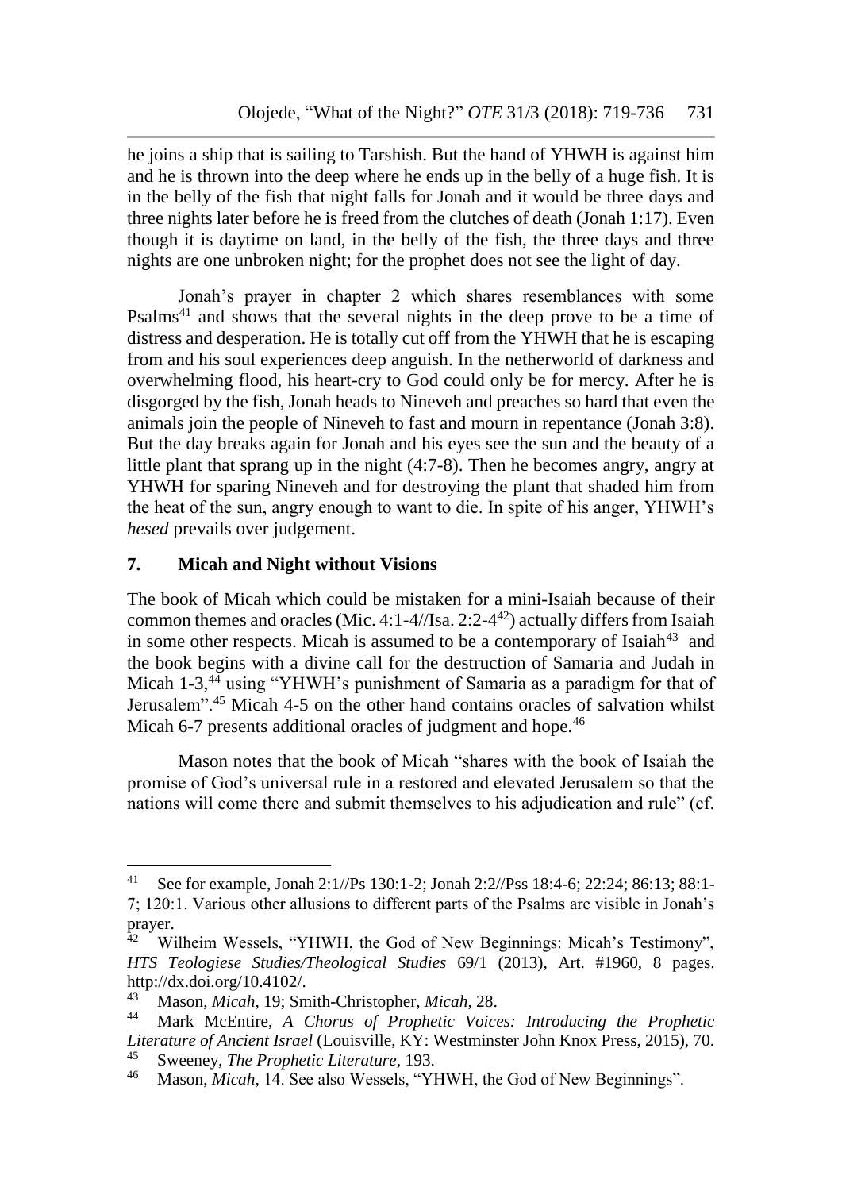he joins a ship that is sailing to Tarshish. But the hand of YHWH is against him and he is thrown into the deep where he ends up in the belly of a huge fish. It is in the belly of the fish that night falls for Jonah and it would be three days and three nights later before he is freed from the clutches of death (Jonah 1:17). Even though it is daytime on land, in the belly of the fish, the three days and three nights are one unbroken night; for the prophet does not see the light of day.

Jonah's prayer in chapter 2 which shares resemblances with some Psalms[41] and shows that the several nights in the deep prove to be a time of distress and desperation. He is totally cut off from the YHWH that he is escaping from and his soul experiences deep anguish. In the netherworld of darkness and overwhelming flood, his heart-cry to God could only be for mercy. After he is disgorged by the fish, Jonah heads to Nineveh and preaches so hard that even the animals join the people of Nineveh to fast and mourn in repentance (Jonah 3:8). But the day breaks again for Jonah and his eyes see the sun and the beauty of a little plant that sprang up in the night (4:7-8). Then he becomes angry, angry at YHWH for sparing Nineveh and for destroying the plant that shaded him from the heat of the sun, angry enough to want to die. In spite of his anger, YHWH's *hesed* prevails over judgement.

## 7. Micah and Night without Visions

The book of Micah which could be mistaken for a mini-Isaiah because of their common themes and oracles (Mic. 4:1-4//Isa. 2:2-4[42]) actually differs from Isaiah in some other respects. Micah is assumed to be a contemporary of Isaiah[43] and the book begins with a divine call for the destruction of Samaria and Judah in Micah 1-3,[44] using "YHWH's punishment of Samaria as a paradigm for that of Jerusalem".[45] Micah 4-5 on the other hand contains oracles of salvation whilst Micah 6-7 presents additional oracles of judgment and hope.[46]

Mason notes that the book of Micah "shares with the book of Isaiah the promise of God's universal rule in a restored and elevated Jerusalem so that the nations will come there and submit themselves to his adjudication and rule" (cf.

---

[41] See for example, Jonah 2:1//Ps 130:1-2; Jonah 2:2//Pss 18:4-6; 22:24; 86:13; 88:1-7; 120:1. Various other allusions to different parts of the Psalms are visible in Jonah's prayer.

[42] Wilheim Wessels, "YHWH, the God of New Beginnings: Micah's Testimony", *HTS Teologiese Studies/Theological Studies* 69/1 (2013), Art. #1960, 8 pages. http://dx.doi.org/10.4102/.

[43] Mason, *Micah*, 19; Smith-Christopher, *Micah*, 28.

[44] Mark McEntire, *A Chorus of Prophetic Voices: Introducing the Prophetic Literature of Ancient Israel* (Louisville, KY: Westminster John Knox Press, 2015), 70.

[45] Sweeney, *The Prophetic Literature*, 193.

[46] Mason, *Micah,* 14. See also Wessels, "YHWH, the God of New Beginnings".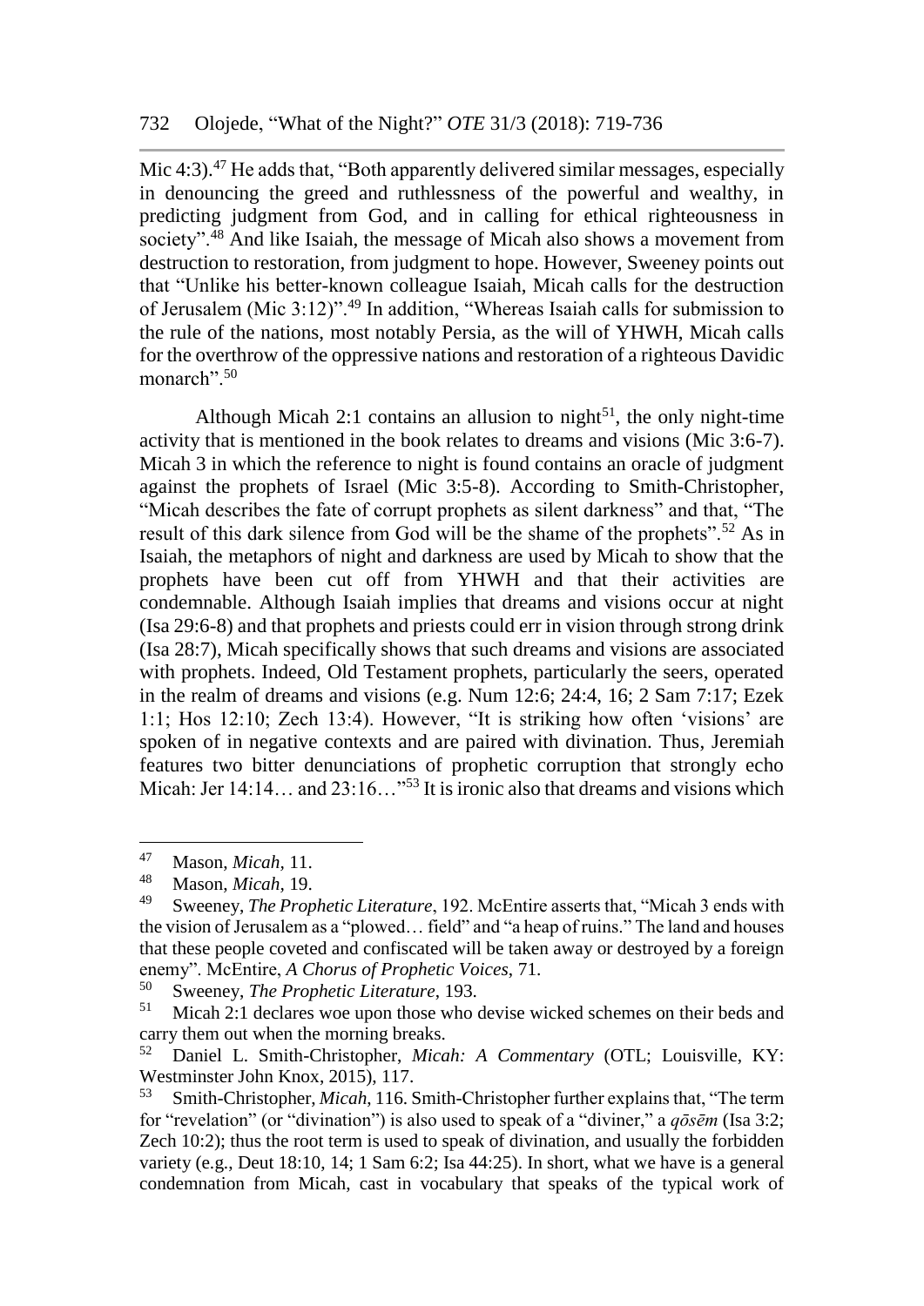Mic 4:3).[47] He adds that, "Both apparently delivered similar messages, especially in denouncing the greed and ruthlessness of the powerful and wealthy, in predicting judgment from God, and in calling for ethical righteousness in society".[48] And like Isaiah, the message of Micah also shows a movement from destruction to restoration, from judgment to hope. However, Sweeney points out that "Unlike his better-known colleague Isaiah, Micah calls for the destruction of Jerusalem (Mic 3:12)".[49] In addition, "Whereas Isaiah calls for submission to the rule of the nations, most notably Persia, as the will of YHWH, Micah calls for the overthrow of the oppressive nations and restoration of a righteous Davidic monarch".[50]

Although Micah 2:1 contains an allusion to night[51], the only night-time activity that is mentioned in the book relates to dreams and visions (Mic 3:6-7). Micah 3 in which the reference to night is found contains an oracle of judgment against the prophets of Israel (Mic 3:5-8). According to Smith-Christopher, "Micah describes the fate of corrupt prophets as silent darkness" and that, "The result of this dark silence from God will be the shame of the prophets".[52] As in Isaiah, the metaphors of night and darkness are used by Micah to show that the prophets have been cut off from YHWH and that their activities are condemnable. Although Isaiah implies that dreams and visions occur at night (Isa 29:6-8) and that prophets and priests could err in vision through strong drink (Isa 28:7), Micah specifically shows that such dreams and visions are associated with prophets. Indeed, Old Testament prophets, particularly the seers, operated in the realm of dreams and visions (e.g. Num 12:6; 24:4, 16; 2 Sam 7:17; Ezek 1:1; Hos 12:10; Zech 13:4). However, "It is striking how often 'visions' are spoken of in negative contexts and are paired with divination. Thus, Jeremiah features two bitter denunciations of prophetic corruption that strongly echo Micah: Jer 14:14… and 23:16…"[53] It is ironic also that dreams and visions which

---

[47] Mason, *Micah*, 11.

[48] Mason, *Micah*, 19.

[49] Sweeney, *The Prophetic Literature*, 192. McEntire asserts that, "Micah 3 ends with the vision of Jerusalem as a "plowed… field" and "a heap of ruins." The land and houses that these people coveted and confiscated will be taken away or destroyed by a foreign enemy". McEntire, *A Chorus of Prophetic Voices*, 71.

[50] Sweeney, *The Prophetic Literature*, 193.

[51] Micah 2:1 declares woe upon those who devise wicked schemes on their beds and carry them out when the morning breaks.

[52] Daniel L. Smith-Christopher, *Micah: A Commentary* (OTL; Louisville, KY: Westminster John Knox, 2015), 117.

[53] Smith-Christopher, *Micah*, 116. Smith-Christopher further explains that, "The term for "revelation" (or "divination") is also used to speak of a "diviner," a *qōsēm* (Isa 3:2; Zech 10:2); thus the root term is used to speak of divination, and usually the forbidden variety (e.g., Deut 18:10, 14; 1 Sam 6:2; Isa 44:25). In short, what we have is a general condemnation from Micah, cast in vocabulary that speaks of the typical work of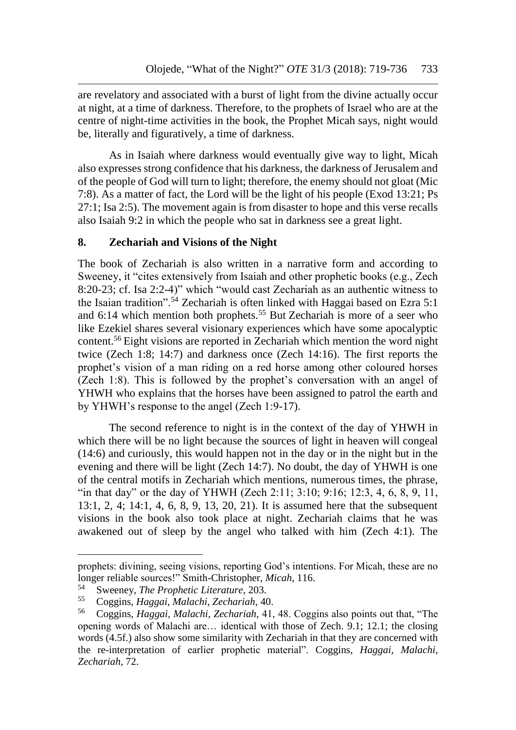are revelatory and associated with a burst of light from the divine actually occur at night, at a time of darkness. Therefore, to the prophets of Israel who are at the centre of night-time activities in the book, the Prophet Micah says, night would be, literally and figuratively, a time of darkness.

As in Isaiah where darkness would eventually give way to light, Micah also expresses strong confidence that his darkness, the darkness of Jerusalem and of the people of God will turn to light; therefore, the enemy should not gloat (Mic 7:8). As a matter of fact, the Lord will be the light of his people (Exod 13:21; Ps 27:1; Isa 2:5). The movement again is from disaster to hope and this verse recalls also Isaiah 9:2 in which the people who sat in darkness see a great light.

## 8. Zechariah and Visions of the Night

The book of Zechariah is also written in a narrative form and according to Sweeney, it "cites extensively from Isaiah and other prophetic books (e.g., Zech 8:20-23; cf. Isa 2:2-4)" which "would cast Zechariah as an authentic witness to the Isaian tradition".[54] Zechariah is often linked with Haggai based on Ezra 5:1 and 6:14 which mention both prophets.[55] But Zechariah is more of a seer who like Ezekiel shares several visionary experiences which have some apocalyptic content.[56] Eight visions are reported in Zechariah which mention the word night twice (Zech 1:8; 14:7) and darkness once (Zech 14:16). The first reports the prophet's vision of a man riding on a red horse among other coloured horses (Zech 1:8). This is followed by the prophet's conversation with an angel of YHWH who explains that the horses have been assigned to patrol the earth and by YHWH's response to the angel (Zech 1:9-17).

The second reference to night is in the context of the day of YHWH in which there will be no light because the sources of light in heaven will congeal (14:6) and curiously, this would happen not in the day or in the night but in the evening and there will be light (Zech 14:7). No doubt, the day of YHWH is one of the central motifs in Zechariah which mentions, numerous times, the phrase, "in that day" or the day of YHWH (Zech 2:11; 3:10; 9:16; 12:3, 4, 6, 8, 9, 11, 13:1, 2, 4; 14:1, 4, 6, 8, 9, 13, 20, 21). It is assumed here that the subsequent visions in the book also took place at night. Zechariah claims that he was awakened out of sleep by the angel who talked with him (Zech 4:1). The

---

prophets: divining, seeing visions, reporting God's intentions. For Micah, these are no longer reliable sources!" Smith-Christopher, *Micah*, 116.

[54] Sweeney, *The Prophetic Literature*, 203.

[55] Coggins, *Haggai, Malachi, Zechariah*, 40.

[56] Coggins, *Haggai, Malachi, Zechariah*, 41, 48. Coggins also points out that, "The opening words of Malachi are… identical with those of Zech. 9.1; 12.1; the closing words (4.5f.) also show some similarity with Zechariah in that they are concerned with the re-interpretation of earlier prophetic material". Coggins, *Haggai, Malachi, Zechariah*, 72.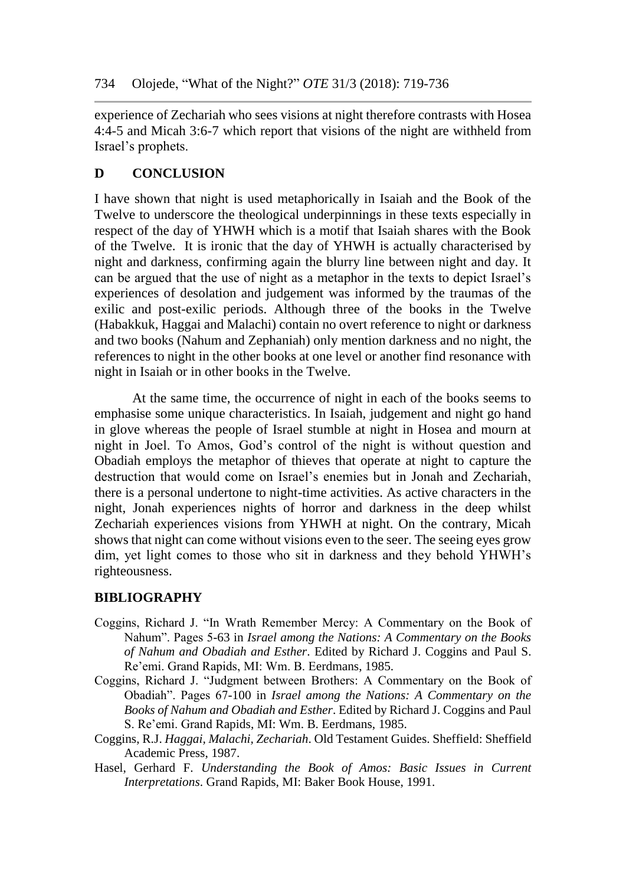experience of Zechariah who sees visions at night therefore contrasts with Hosea 4:4-5 and Micah 3:6-7 which report that visions of the night are withheld from Israel's prophets.

## D CONCLUSION

I have shown that night is used metaphorically in Isaiah and the Book of the Twelve to underscore the theological underpinnings in these texts especially in respect of the day of YHWH which is a motif that Isaiah shares with the Book of the Twelve. It is ironic that the day of YHWH is actually characterised by night and darkness, confirming again the blurry line between night and day. It can be argued that the use of night as a metaphor in the texts to depict Israel's experiences of desolation and judgement was informed by the traumas of the exilic and post-exilic periods. Although three of the books in the Twelve (Habakkuk, Haggai and Malachi) contain no overt reference to night or darkness and two books (Nahum and Zephaniah) only mention darkness and no night, the references to night in the other books at one level or another find resonance with night in Isaiah or in other books in the Twelve.

At the same time, the occurrence of night in each of the books seems to emphasise some unique characteristics. In Isaiah, judgement and night go hand in glove whereas the people of Israel stumble at night in Hosea and mourn at night in Joel. To Amos, God's control of the night is without question and Obadiah employs the metaphor of thieves that operate at night to capture the destruction that would come on Israel's enemies but in Jonah and Zechariah, there is a personal undertone to night-time activities. As active characters in the night, Jonah experiences nights of horror and darkness in the deep whilst Zechariah experiences visions from YHWH at night. On the contrary, Micah shows that night can come without visions even to the seer. The seeing eyes grow dim, yet light comes to those who sit in darkness and they behold YHWH's righteousness.

## BIBLIOGRAPHY

Coggins, Richard J. "In Wrath Remember Mercy: A Commentary on the Book of Nahum". Pages 5-63 in *Israel among the Nations: A Commentary on the Books of Nahum and Obadiah and Esther*. Edited by Richard J. Coggins and Paul S. Re'emi. Grand Rapids, MI: Wm. B. Eerdmans, 1985.

Coggins, Richard J. "Judgment between Brothers: A Commentary on the Book of Obadiah". Pages 67-100 in *Israel among the Nations: A Commentary on the Books of Nahum and Obadiah and Esther*. Edited by Richard J. Coggins and Paul S. Re'emi. Grand Rapids, MI: Wm. B. Eerdmans, 1985.

Coggins, R.J. *Haggai, Malachi, Zechariah*. Old Testament Guides. Sheffield: Sheffield Academic Press, 1987.

Hasel, Gerhard F. *Understanding the Book of Amos: Basic Issues in Current Interpretations*. Grand Rapids, MI: Baker Book House, 1991.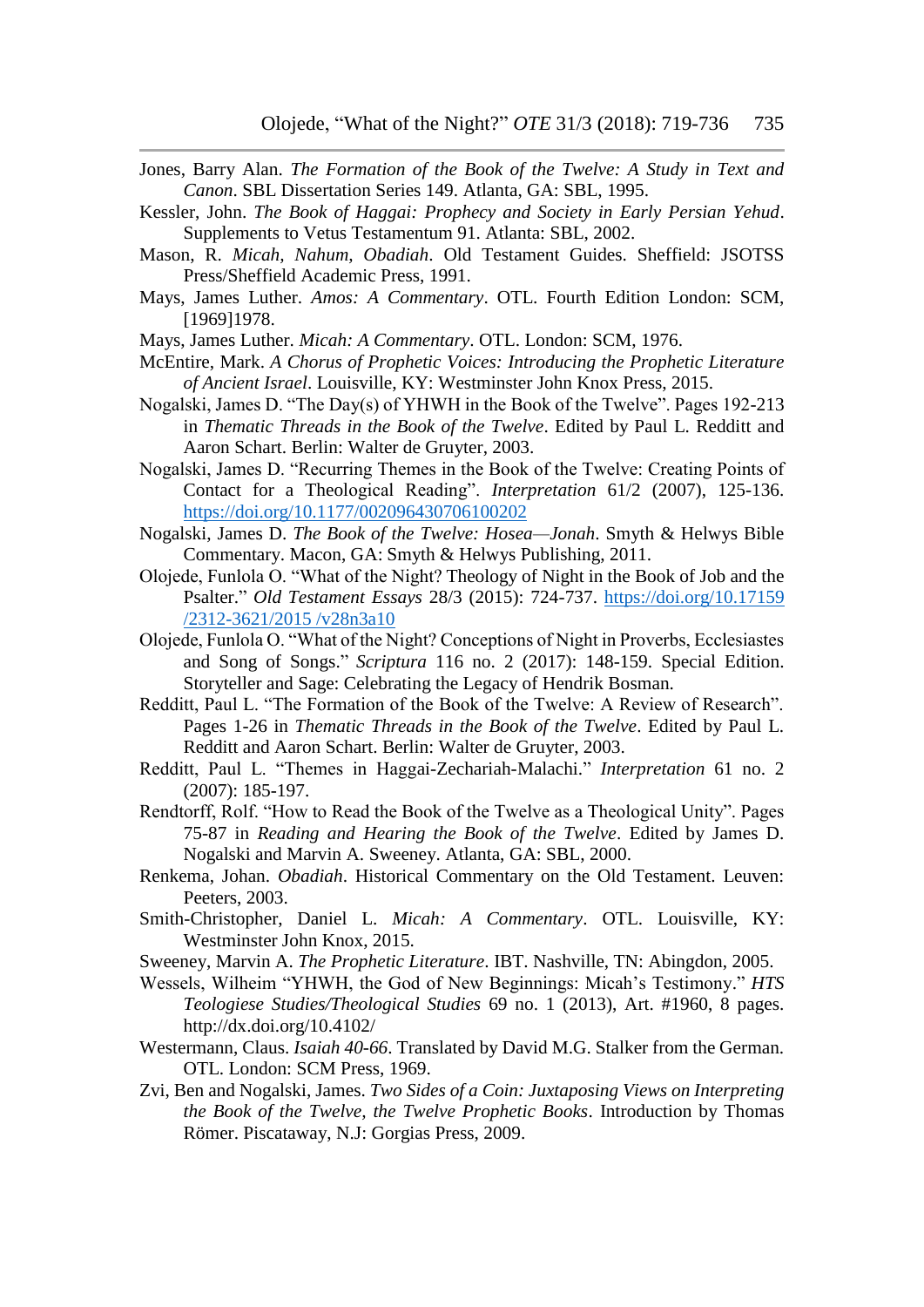Jones, Barry Alan. *The Formation of the Book of the Twelve: A Study in Text and Canon*. SBL Dissertation Series 149. Atlanta, GA: SBL, 1995.

Kessler, John. *The Book of Haggai: Prophecy and Society in Early Persian Yehud*. Supplements to Vetus Testamentum 91. Atlanta: SBL, 2002.

Mason, R. *Micah, Nahum, Obadiah*. Old Testament Guides. Sheffield: JSOTSS Press/Sheffield Academic Press, 1991.

Mays, James Luther. *Amos: A Commentary*. OTL. Fourth Edition London: SCM, [1969]1978.

Mays, James Luther. *Micah: A Commentary*. OTL. London: SCM, 1976.

McEntire, Mark. *A Chorus of Prophetic Voices: Introducing the Prophetic Literature of Ancient Israel*. Louisville, KY: Westminster John Knox Press, 2015.

Nogalski, James D. "The Day(s) of YHWH in the Book of the Twelve". Pages 192-213 in *Thematic Threads in the Book of the Twelve*. Edited by Paul L. Redditt and Aaron Schart. Berlin: Walter de Gruyter, 2003.

Nogalski, James D. "Recurring Themes in the Book of the Twelve: Creating Points of Contact for a Theological Reading". *Interpretation* 61/2 (2007), 125-136. https://doi.org/10.1177/002096430706100202

Nogalski, James D. *The Book of the Twelve: Hosea—Jonah*. Smyth & Helwys Bible Commentary. Macon, GA: Smyth & Helwys Publishing, 2011.

Olojede, Funlola O. "What of the Night? Theology of Night in the Book of Job and the Psalter." *Old Testament Essays* 28/3 (2015): 724-737. https://doi.org/10.17159/2312-3621/2015 /v28n3a10

Olojede, Funlola O. "What of the Night? Conceptions of Night in Proverbs, Ecclesiastes and Song of Songs." *Scriptura* 116 no. 2 (2017): 148-159. Special Edition. Storyteller and Sage: Celebrating the Legacy of Hendrik Bosman.

Redditt, Paul L. "The Formation of the Book of the Twelve: A Review of Research". Pages 1-26 in *Thematic Threads in the Book of the Twelve*. Edited by Paul L. Redditt and Aaron Schart. Berlin: Walter de Gruyter, 2003.

Redditt, Paul L. "Themes in Haggai-Zechariah-Malachi." *Interpretation* 61 no. 2 (2007): 185-197.

Rendtorff, Rolf. "How to Read the Book of the Twelve as a Theological Unity". Pages 75-87 in *Reading and Hearing the Book of the Twelve*. Edited by James D. Nogalski and Marvin A. Sweeney. Atlanta, GA: SBL, 2000.

Renkema, Johan. *Obadiah*. Historical Commentary on the Old Testament. Leuven: Peeters, 2003.

Smith-Christopher, Daniel L. *Micah: A Commentary*. OTL. Louisville, KY: Westminster John Knox, 2015.

Sweeney, Marvin A. *The Prophetic Literature*. IBT. Nashville, TN: Abingdon, 2005.

Wessels, Wilheim "YHWH, the God of New Beginnings: Micah's Testimony." *HTS Teologiese Studies/Theological Studies* 69 no. 1 (2013), Art. #1960, 8 pages. http://dx.doi.org/10.4102/

Westermann, Claus. *Isaiah 40-66*. Translated by David M.G. Stalker from the German. OTL. London: SCM Press, 1969.

Zvi, Ben and Nogalski, James. *Two Sides of a Coin: Juxtaposing Views on Interpreting the Book of the Twelve, the Twelve Prophetic Books*. Introduction by Thomas Römer. Piscataway, N.J: Gorgias Press, 2009.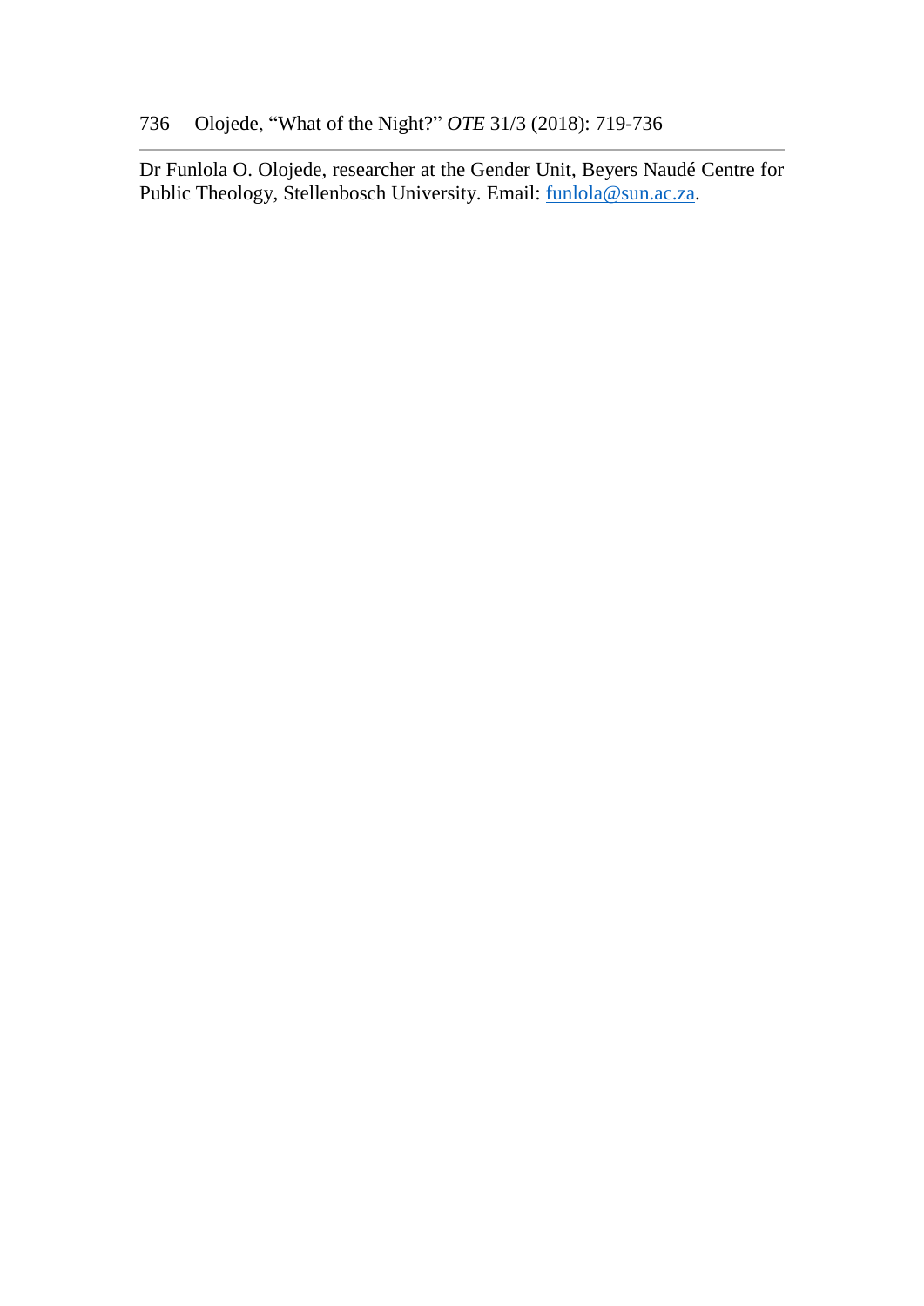Dr Funlola O. Olojede, researcher at the Gender Unit, Beyers Naudé Centre for Public Theology, Stellenbosch University. Email: funlola@sun.ac.za.